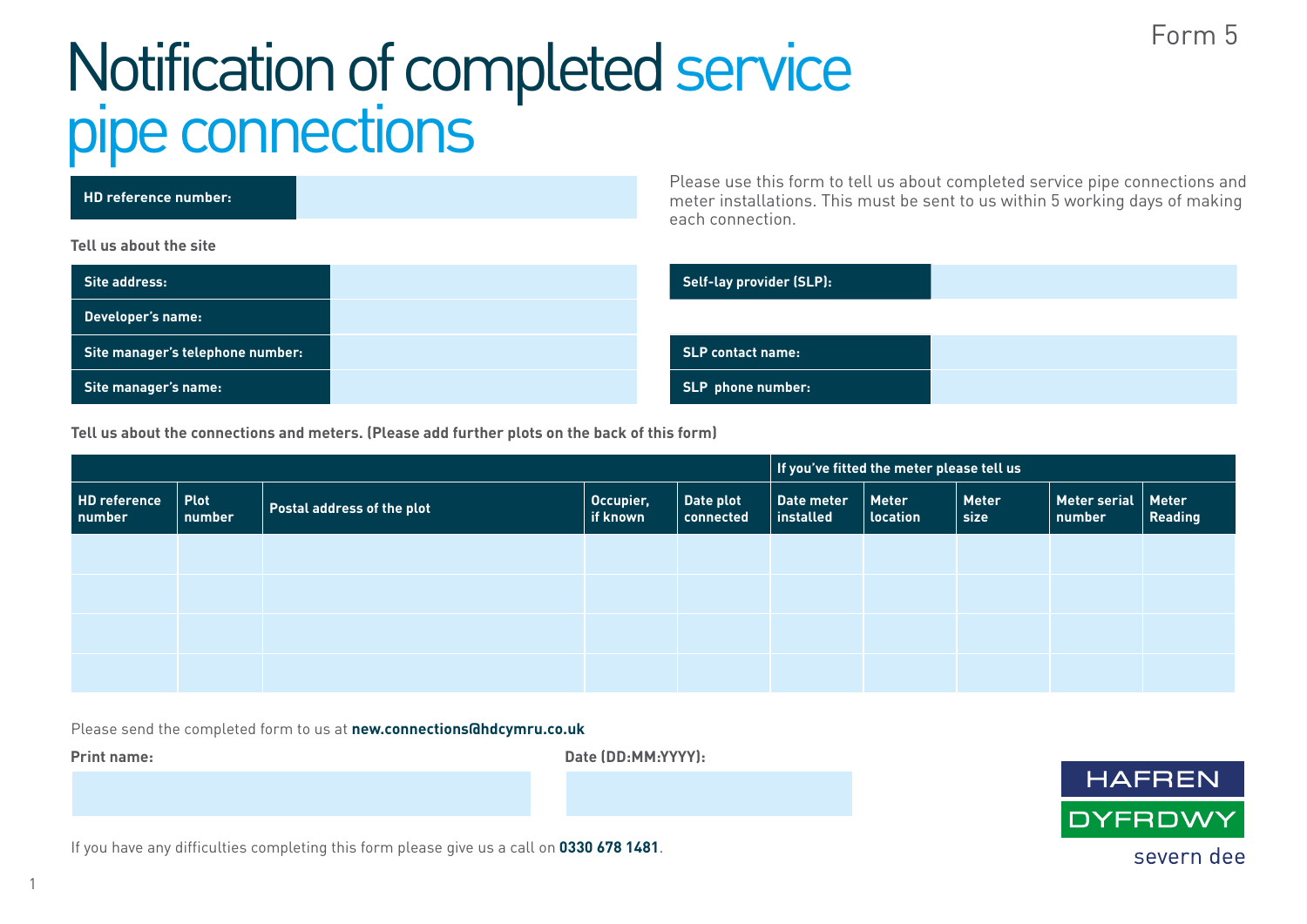Form 5

# Notification of completed service pipe connections

| HD reference number: | |
|---|---|

Please use this form to tell us about completed service pipe connections and meter installations. This must be sent to us within 5 working days of making each connection.

**Tell us about the site**

| Site address: | |
|---|---|
| Developer's name: | |
| Site manager's telephone number: | |
| Site manager's name: | |

| Self-lay provider (SLP): | |
|---|---|
| SLP contact name: | |
| SLP phone number: | |

**Tell us about the connections and meters. (Please add further plots on the back of this form)**

| | | | | | If you've fitted the meter please tell us | | | | |
|---|---|---|---|---|---|---|---|---|---|
| **HD reference number** | **Plot number** | **Postal address of the plot** | **Occupier, if known** | **Date plot connected** | **Date meter installed** | **Meter location** | **Meter size** | **Meter serial number** | **Meter Reading** |
| | | | | | | | | | |
| | | | | | | | | | |
| | | | | | | | | | |
| | | | | | | | | | |

Please send the completed form to us at **new.connections@hdcymru.co.uk**

**Print name:**

**Date (DD:MM:YYYY):**

If you have any difficulties completing this form please give us a call on **0330 678 1481**.

HAFREN DYFRDWY severn dee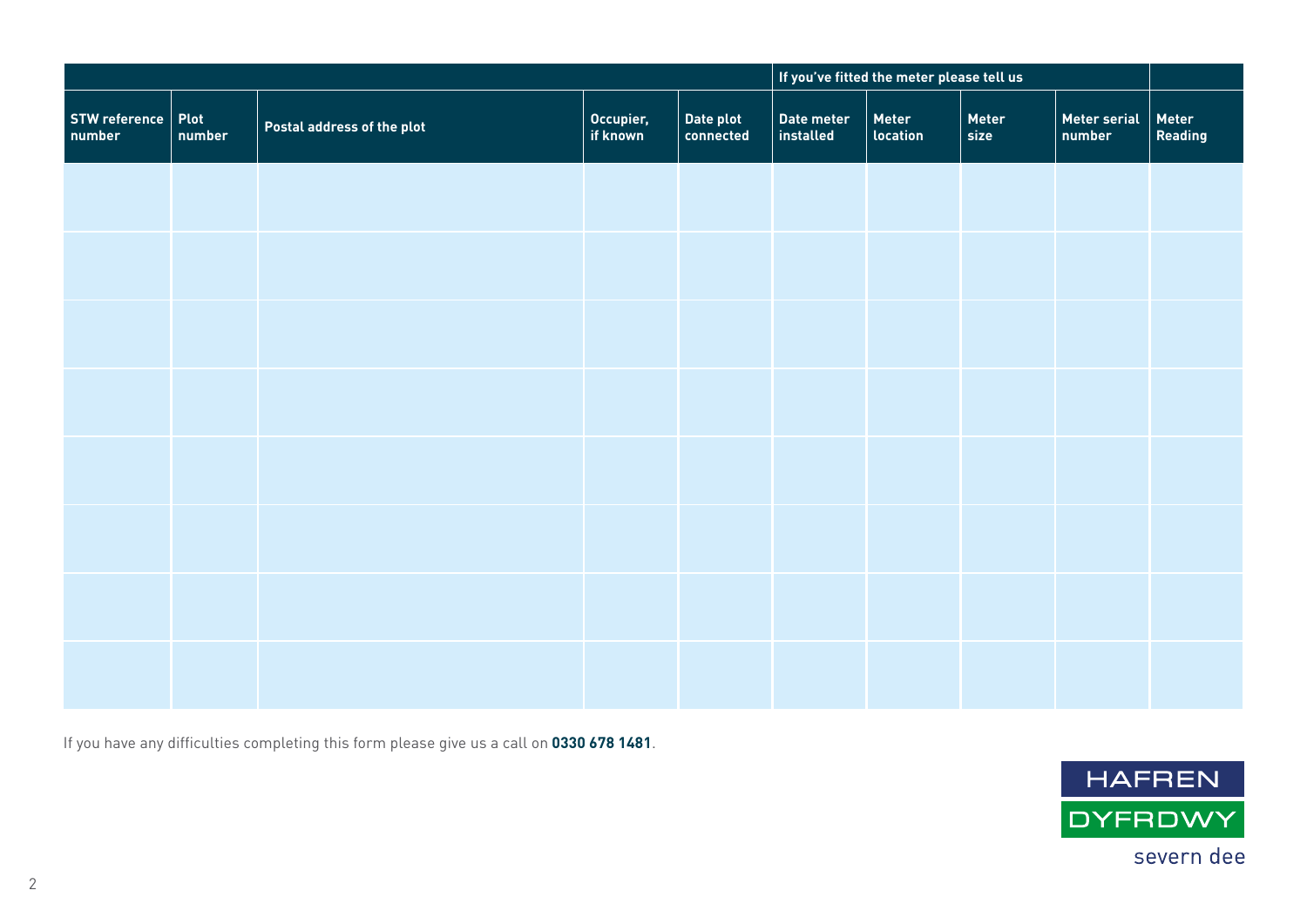| | | | | | If you've fitted the meter please tell us | | | | |
|---|---|---|---|---|---|---|---|---|---|
| STW reference number | Plot number | Postal address of the plot | Occupier, if known | Date plot connected | Date meter installed | Meter location | Meter size | Meter serial number | Meter Reading |
| | | | | | | | | | |
| | | | | | | | | | |
| | | | | | | | | | |
| | | | | | | | | | |
| | | | | | | | | | |
| | | | | | | | | | |
| | | | | | | | | | |
| | | | | | | | | | |

If you have any difficulties completing this form please give us a call on **0330 678 1481**.

HAFREN DYFRDWY

severn dee